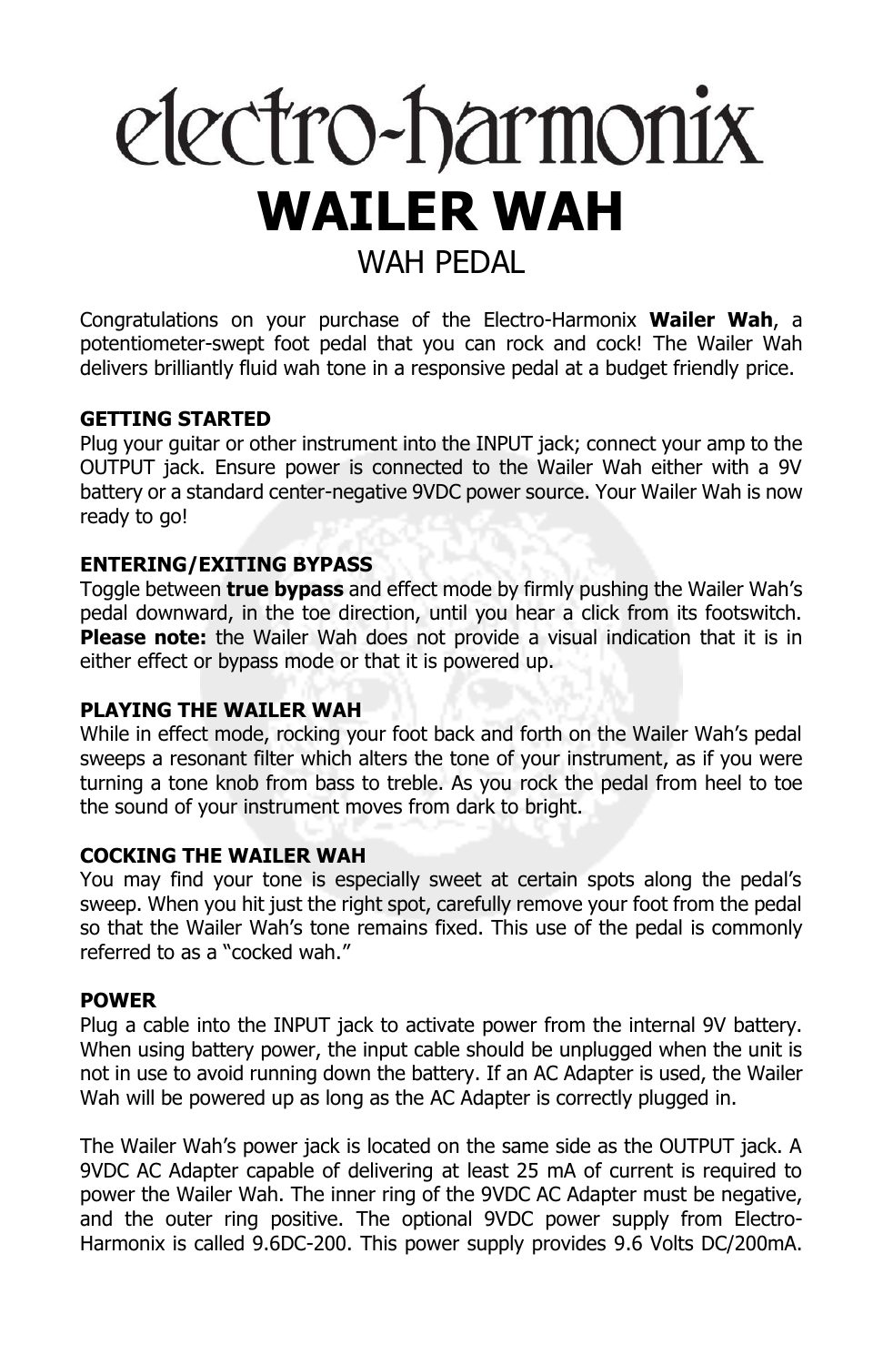# electro-harmonix

# WAILER WAH

## WAH PEDAL

Congratulations on your purchase of the Electro-Harmonix **Wailer Wah**, a potentiometer-swept foot pedal that you can rock and cock! The Wailer Wah delivers brilliantly fluid wah tone in a responsive pedal at a budget friendly price.

### GETTING STARTED

Plug your guitar or other instrument into the INPUT jack; connect your amp to the OUTPUT jack. Ensure power is connected to the Wailer Wah either with a 9V battery or a standard center-negative 9VDC power source. Your Wailer Wah is now ready to go!

### ENTERING/EXITING BYPASS

Toggle between **true bypass** and effect mode by firmly pushing the Wailer Wah's pedal downward, in the toe direction, until you hear a click from its footswitch. **Please note:** the Wailer Wah does not provide a visual indication that it is in either effect or bypass mode or that it is powered up.

### PLAYING THE WAILER WAH

While in effect mode, rocking your foot back and forth on the Wailer Wah's pedal sweeps a resonant filter which alters the tone of your instrument, as if you were turning a tone knob from bass to treble. As you rock the pedal from heel to toe the sound of your instrument moves from dark to bright.

### COCKING THE WAILER WAH

You may find your tone is especially sweet at certain spots along the pedal's sweep. When you hit just the right spot, carefully remove your foot from the pedal so that the Wailer Wah's tone remains fixed. This use of the pedal is commonly referred to as a "cocked wah."

### POWER

Plug a cable into the INPUT jack to activate power from the internal 9V battery. When using battery power, the input cable should be unplugged when the unit is not in use to avoid running down the battery. If an AC Adapter is used, the Wailer Wah will be powered up as long as the AC Adapter is correctly plugged in.

The Wailer Wah's power jack is located on the same side as the OUTPUT jack. A 9VDC AC Adapter capable of delivering at least 25 mA of current is required to power the Wailer Wah. The inner ring of the 9VDC AC Adapter must be negative, and the outer ring positive. The optional 9VDC power supply from Electro-Harmonix is called 9.6DC-200. This power supply provides 9.6 Volts DC/200mA.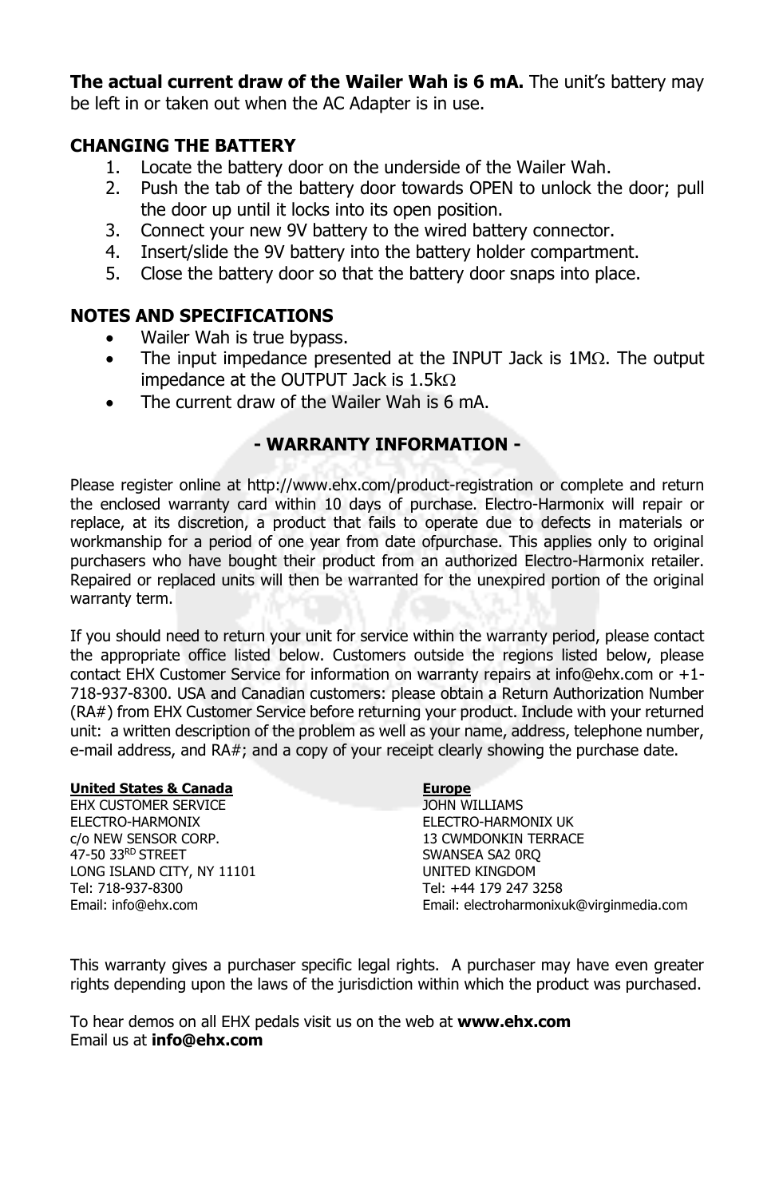**The actual current draw of the Wailer Wah is 6 mA.** The unit's battery may be left in or taken out when the AC Adapter is in use.

## CHANGING THE BATTERY

1. Locate the battery door on the underside of the Wailer Wah.
2. Push the tab of the battery door towards OPEN to unlock the door; pull the door up until it locks into its open position.
3. Connect your new 9V battery to the wired battery connector.
4. Insert/slide the 9V battery into the battery holder compartment.
5. Close the battery door so that the battery door snaps into place.

## NOTES AND SPECIFICATIONS

- Wailer Wah is true bypass.
- The input impedance presented at the INPUT Jack is 1MΩ. The output impedance at the OUTPUT Jack is 1.5kΩ
- The current draw of the Wailer Wah is 6 mA.

## - WARRANTY INFORMATION -

Please register online at http://www.ehx.com/product-registration or complete and return the enclosed warranty card within 10 days of purchase. Electro-Harmonix will repair or replace, at its discretion, a product that fails to operate due to defects in materials or workmanship for a period of one year from date ofpurchase. This applies only to original purchasers who have bought their product from an authorized Electro-Harmonix retailer. Repaired or replaced units will then be warranted for the unexpired portion of the original warranty term.

If you should need to return your unit for service within the warranty period, please contact the appropriate office listed below. Customers outside the regions listed below, please contact EHX Customer Service for information on warranty repairs at info@ehx.com or +1-718-937-8300. USA and Canadian customers: please obtain a Return Authorization Number (RA#) from EHX Customer Service before returning your product. Include with your returned unit: a written description of the problem as well as your name, address, telephone number, e-mail address, and RA#; and a copy of your receipt clearly showing the purchase date.

**United States & Canada**
EHX CUSTOMER SERVICE
ELECTRO-HARMONIX
c/o NEW SENSOR CORP.
47-50 33RD STREET
LONG ISLAND CITY, NY 11101
Tel: 718-937-8300
Email: info@ehx.com

**Europe**
JOHN WILLIAMS
ELECTRO-HARMONIX UK
13 CWMDONKIN TERRACE
SWANSEA SA2 0RQ
UNITED KINGDOM
Tel: +44 179 247 3258
Email: electroharmonixuk@virginmedia.com

This warranty gives a purchaser specific legal rights. A purchaser may have even greater rights depending upon the laws of the jurisdiction within which the product was purchased.

To hear demos on all EHX pedals visit us on the web at **www.ehx.com**
Email us at **info@ehx.com**